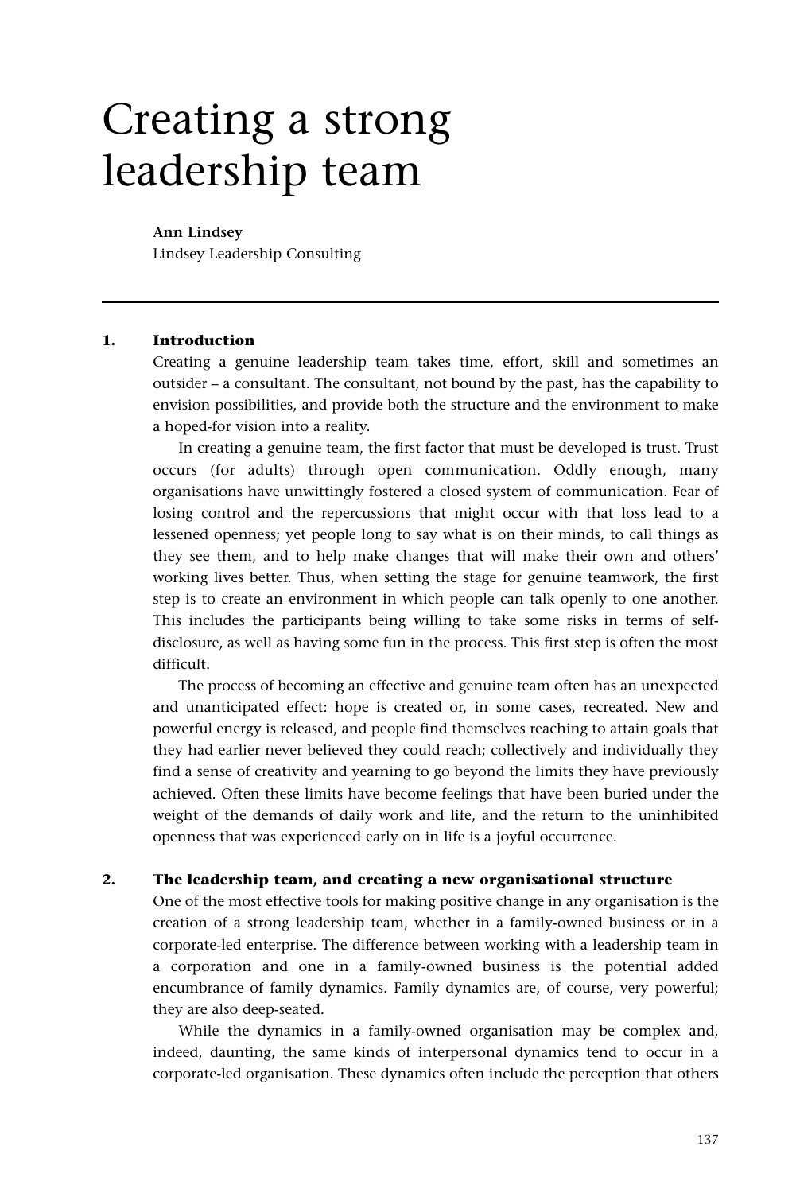# Creating a strong leadership team

**Ann Lindsey**
Lindsey Leadership Consulting

## 1. Introduction

Creating a genuine leadership team takes time, effort, skill and sometimes an outsider – a consultant. The consultant, not bound by the past, has the capability to envision possibilities, and provide both the structure and the environment to make a hoped-for vision into a reality.

In creating a genuine team, the first factor that must be developed is trust. Trust occurs (for adults) through open communication. Oddly enough, many organisations have unwittingly fostered a closed system of communication. Fear of losing control and the repercussions that might occur with that loss lead to a lessened openness; yet people long to say what is on their minds, to call things as they see them, and to help make changes that will make their own and others' working lives better. Thus, when setting the stage for genuine teamwork, the first step is to create an environment in which people can talk openly to one another. This includes the participants being willing to take some risks in terms of self-disclosure, as well as having some fun in the process. This first step is often the most difficult.

The process of becoming an effective and genuine team often has an unexpected and unanticipated effect: hope is created or, in some cases, recreated. New and powerful energy is released, and people find themselves reaching to attain goals that they had earlier never believed they could reach; collectively and individually they find a sense of creativity and yearning to go beyond the limits they have previously achieved. Often these limits have become feelings that have been buried under the weight of the demands of daily work and life, and the return to the uninhibited openness that was experienced early on in life is a joyful occurrence.

## 2. The leadership team, and creating a new organisational structure

One of the most effective tools for making positive change in any organisation is the creation of a strong leadership team, whether in a family-owned business or in a corporate-led enterprise. The difference between working with a leadership team in a corporation and one in a family-owned business is the potential added encumbrance of family dynamics. Family dynamics are, of course, very powerful; they are also deep-seated.

While the dynamics in a family-owned organisation may be complex and, indeed, daunting, the same kinds of interpersonal dynamics tend to occur in a corporate-led organisation. These dynamics often include the perception that others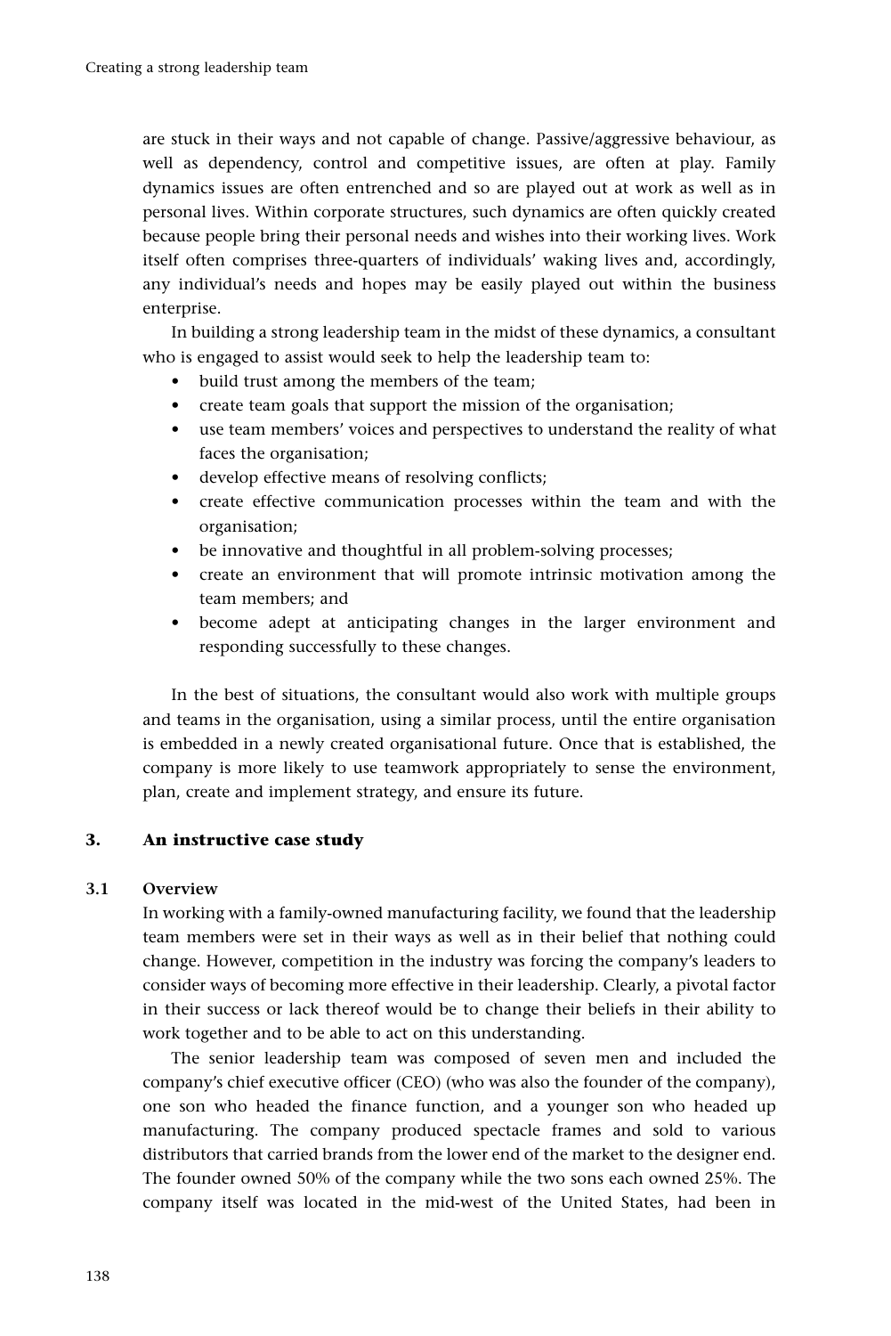are stuck in their ways and not capable of change. Passive/aggressive behaviour, as well as dependency, control and competitive issues, are often at play. Family dynamics issues are often entrenched and so are played out at work as well as in personal lives. Within corporate structures, such dynamics are often quickly created because people bring their personal needs and wishes into their working lives. Work itself often comprises three-quarters of individuals' waking lives and, accordingly, any individual's needs and hopes may be easily played out within the business enterprise.

In building a strong leadership team in the midst of these dynamics, a consultant who is engaged to assist would seek to help the leadership team to:

- build trust among the members of the team;
- create team goals that support the mission of the organisation;
- use team members' voices and perspectives to understand the reality of what faces the organisation;
- develop effective means of resolving conflicts;
- create effective communication processes within the team and with the organisation;
- be innovative and thoughtful in all problem-solving processes;
- create an environment that will promote intrinsic motivation among the team members; and
- become adept at anticipating changes in the larger environment and responding successfully to these changes.

In the best of situations, the consultant would also work with multiple groups and teams in the organisation, using a similar process, until the entire organisation is embedded in a newly created organisational future. Once that is established, the company is more likely to use teamwork appropriately to sense the environment, plan, create and implement strategy, and ensure its future.

## 3. An instructive case study

### 3.1 Overview

In working with a family-owned manufacturing facility, we found that the leadership team members were set in their ways as well as in their belief that nothing could change. However, competition in the industry was forcing the company's leaders to consider ways of becoming more effective in their leadership. Clearly, a pivotal factor in their success or lack thereof would be to change their beliefs in their ability to work together and to be able to act on this understanding.

The senior leadership team was composed of seven men and included the company's chief executive officer (CEO) (who was also the founder of the company), one son who headed the finance function, and a younger son who headed up manufacturing. The company produced spectacle frames and sold to various distributors that carried brands from the lower end of the market to the designer end. The founder owned 50% of the company while the two sons each owned 25%. The company itself was located in the mid-west of the United States, had been in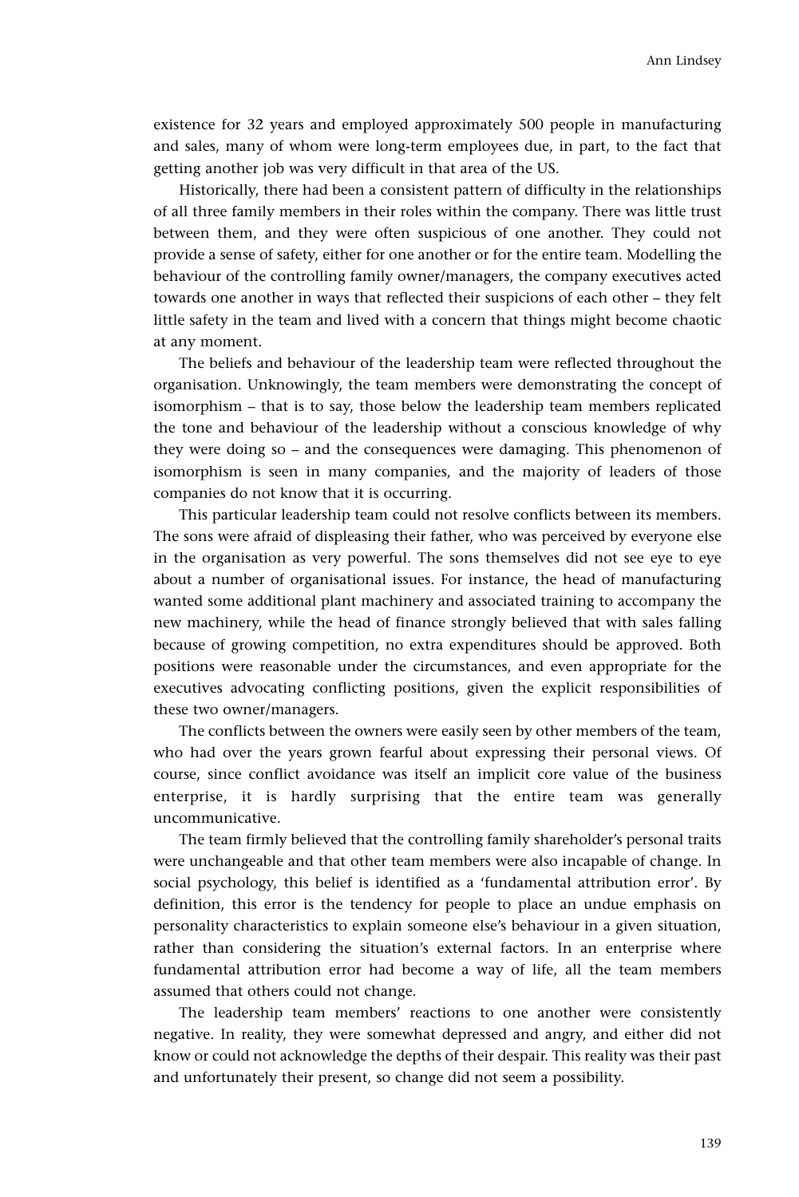existence for 32 years and employed approximately 500 people in manufacturing and sales, many of whom were long-term employees due, in part, to the fact that getting another job was very difficult in that area of the US.

Historically, there had been a consistent pattern of difficulty in the relationships of all three family members in their roles within the company. There was little trust between them, and they were often suspicious of one another. They could not provide a sense of safety, either for one another or for the entire team. Modelling the behaviour of the controlling family owner/managers, the company executives acted towards one another in ways that reflected their suspicions of each other – they felt little safety in the team and lived with a concern that things might become chaotic at any moment.

The beliefs and behaviour of the leadership team were reflected throughout the organisation. Unknowingly, the team members were demonstrating the concept of isomorphism – that is to say, those below the leadership team members replicated the tone and behaviour of the leadership without a conscious knowledge of why they were doing so – and the consequences were damaging. This phenomenon of isomorphism is seen in many companies, and the majority of leaders of those companies do not know that it is occurring.

This particular leadership team could not resolve conflicts between its members. The sons were afraid of displeasing their father, who was perceived by everyone else in the organisation as very powerful. The sons themselves did not see eye to eye about a number of organisational issues. For instance, the head of manufacturing wanted some additional plant machinery and associated training to accompany the new machinery, while the head of finance strongly believed that with sales falling because of growing competition, no extra expenditures should be approved. Both positions were reasonable under the circumstances, and even appropriate for the executives advocating conflicting positions, given the explicit responsibilities of these two owner/managers.

The conflicts between the owners were easily seen by other members of the team, who had over the years grown fearful about expressing their personal views. Of course, since conflict avoidance was itself an implicit core value of the business enterprise, it is hardly surprising that the entire team was generally uncommunicative.

The team firmly believed that the controlling family shareholder's personal traits were unchangeable and that other team members were also incapable of change. In social psychology, this belief is identified as a 'fundamental attribution error'. By definition, this error is the tendency for people to place an undue emphasis on personality characteristics to explain someone else's behaviour in a given situation, rather than considering the situation's external factors. In an enterprise where fundamental attribution error had become a way of life, all the team members assumed that others could not change.

The leadership team members' reactions to one another were consistently negative. In reality, they were somewhat depressed and angry, and either did not know or could not acknowledge the depths of their despair. This reality was their past and unfortunately their present, so change did not seem a possibility.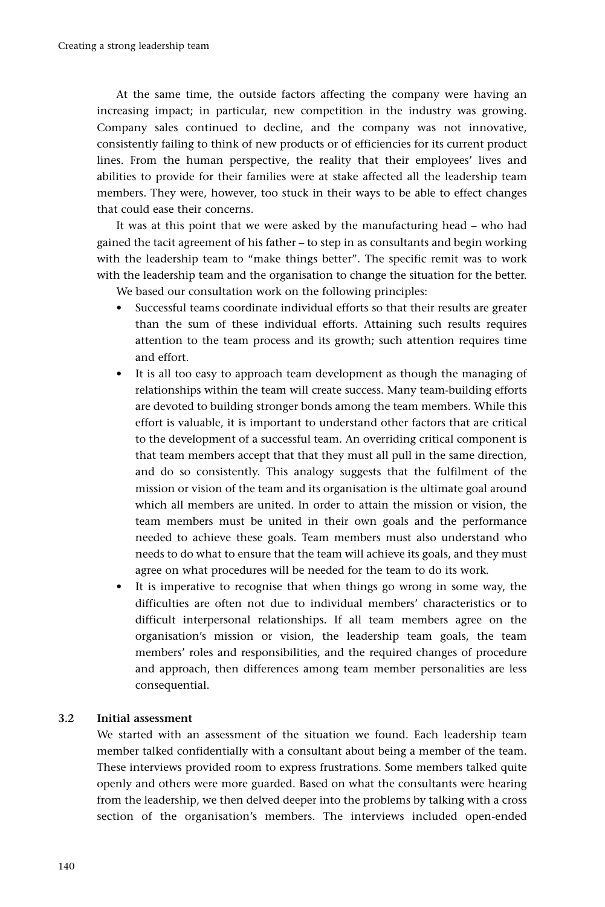At the same time, the outside factors affecting the company were having an increasing impact; in particular, new competition in the industry was growing. Company sales continued to decline, and the company was not innovative, consistently failing to think of new products or of efficiencies for its current product lines. From the human perspective, the reality that their employees' lives and abilities to provide for their families were at stake affected all the leadership team members. They were, however, too stuck in their ways to be able to effect changes that could ease their concerns.

It was at this point that we were asked by the manufacturing head – who had gained the tacit agreement of his father – to step in as consultants and begin working with the leadership team to "make things better". The specific remit was to work with the leadership team and the organisation to change the situation for the better.

We based our consultation work on the following principles:

- Successful teams coordinate individual efforts so that their results are greater than the sum of these individual efforts. Attaining such results requires attention to the team process and its growth; such attention requires time and effort.
- It is all too easy to approach team development as though the managing of relationships within the team will create success. Many team-building efforts are devoted to building stronger bonds among the team members. While this effort is valuable, it is important to understand other factors that are critical to the development of a successful team. An overriding critical component is that team members accept that that they must all pull in the same direction, and do so consistently. This analogy suggests that the fulfilment of the mission or vision of the team and its organisation is the ultimate goal around which all members are united. In order to attain the mission or vision, the team members must be united in their own goals and the performance needed to achieve these goals. Team members must also understand who needs to do what to ensure that the team will achieve its goals, and they must agree on what procedures will be needed for the team to do its work.
- It is imperative to recognise that when things go wrong in some way, the difficulties are often not due to individual members' characteristics or to difficult interpersonal relationships. If all team members agree on the organisation's mission or vision, the leadership team goals, the team members' roles and responsibilities, and the required changes of procedure and approach, then differences among team member personalities are less consequential.

### 3.2 Initial assessment

We started with an assessment of the situation we found. Each leadership team member talked confidentially with a consultant about being a member of the team. These interviews provided room to express frustrations. Some members talked quite openly and others were more guarded. Based on what the consultants were hearing from the leadership, we then delved deeper into the problems by talking with a cross section of the organisation's members. The interviews included open-ended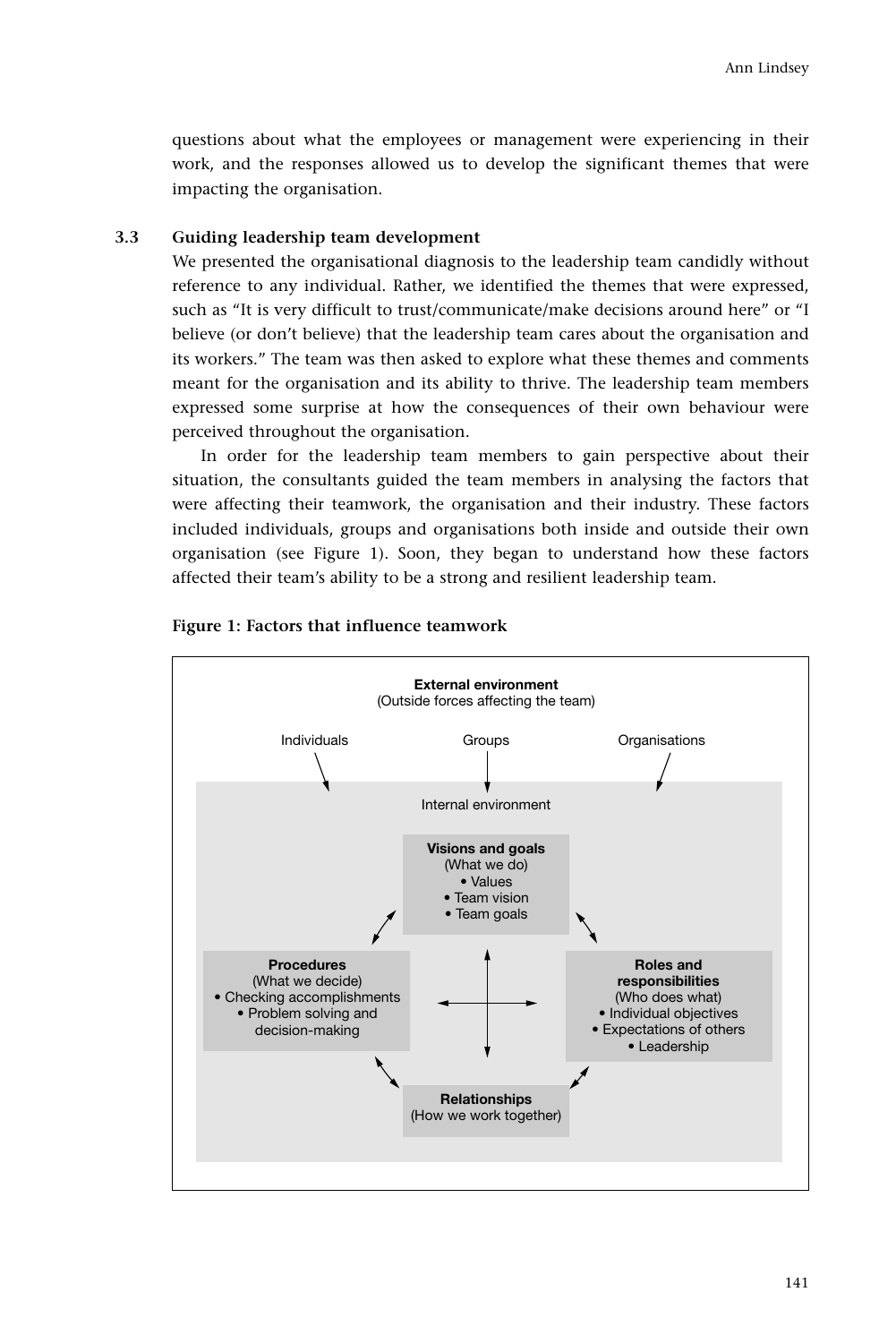questions about what the employees or management were experiencing in their work, and the responses allowed us to develop the significant themes that were impacting the organisation.

### 3.3 Guiding leadership team development

We presented the organisational diagnosis to the leadership team candidly without reference to any individual. Rather, we identified the themes that were expressed, such as "It is very difficult to trust/communicate/make decisions around here" or "I believe (or don't believe) that the leadership team cares about the organisation and its workers." The team was then asked to explore what these themes and comments meant for the organisation and its ability to thrive. The leadership team members expressed some surprise at how the consequences of their own behaviour were perceived throughout the organisation.

In order for the leadership team members to gain perspective about their situation, the consultants guided the team members in analysing the factors that were affecting their teamwork, the organisation and their industry. These factors included individuals, groups and organisations both inside and outside their own organisation (see Figure 1). Soon, they began to understand how these factors affected their team's ability to be a strong and resilient leadership team.

**Figure 1: Factors that influence teamwork**

**External environment**
(Outside forces affecting the team)

Individuals → Groups → Organisations

Internal environment

**Visions and goals**
(What we do)
- Values
- Team vision
- Team goals

**Procedures**
(What we decide)
- Checking accomplishments
- Problem solving and decision-making

**Roles and responsibilities**
(Who does what)
- Individual objectives
- Expectations of others
- Leadership

**Relationships**
(How we work together)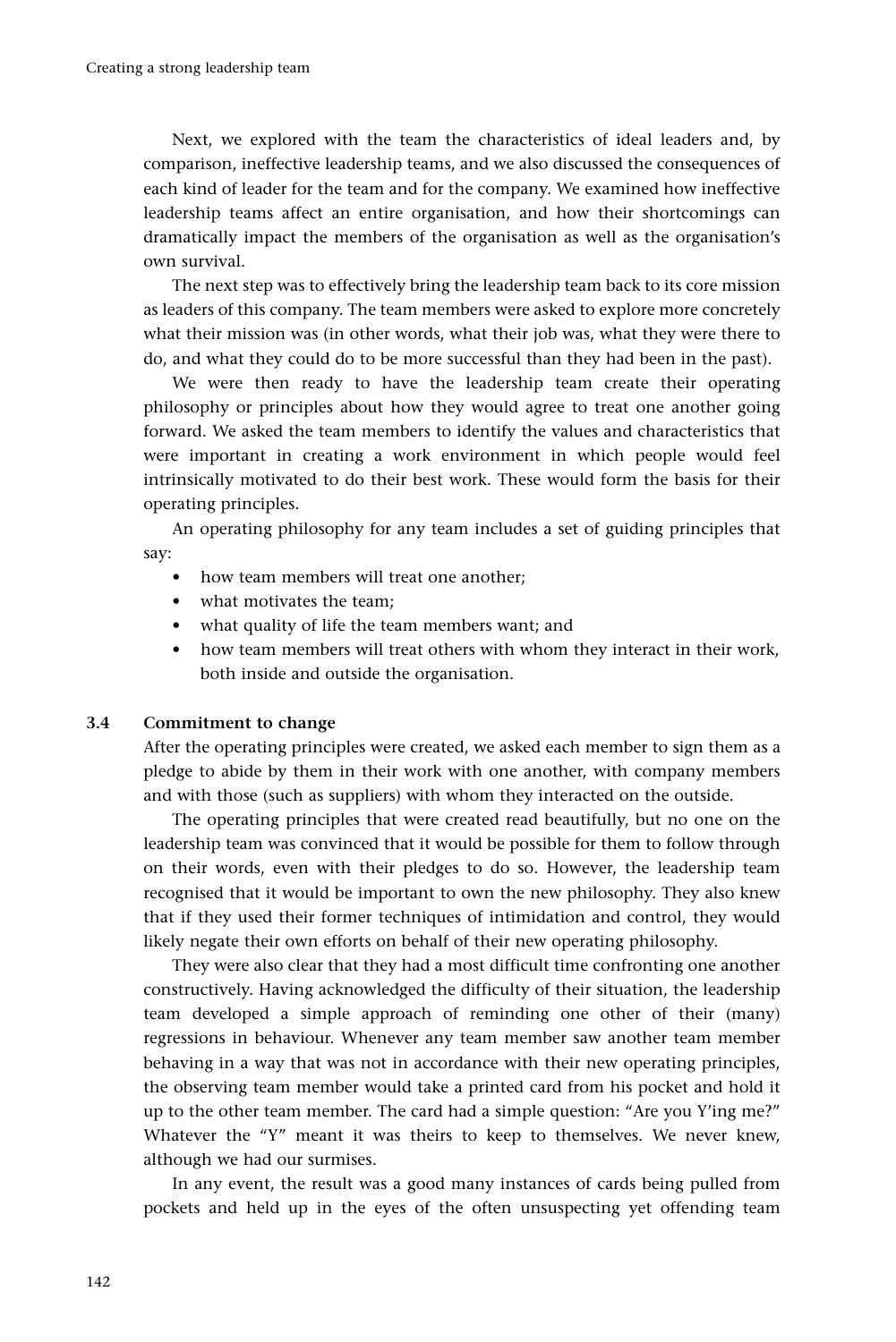Next, we explored with the team the characteristics of ideal leaders and, by comparison, ineffective leadership teams, and we also discussed the consequences of each kind of leader for the team and for the company. We examined how ineffective leadership teams affect an entire organisation, and how their shortcomings can dramatically impact the members of the organisation as well as the organisation's own survival.

The next step was to effectively bring the leadership team back to its core mission as leaders of this company. The team members were asked to explore more concretely what their mission was (in other words, what their job was, what they were there to do, and what they could do to be more successful than they had been in the past).

We were then ready to have the leadership team create their operating philosophy or principles about how they would agree to treat one another going forward. We asked the team members to identify the values and characteristics that were important in creating a work environment in which people would feel intrinsically motivated to do their best work. These would form the basis for their operating principles.

An operating philosophy for any team includes a set of guiding principles that say:

- how team members will treat one another;
- what motivates the team;
- what quality of life the team members want; and
- how team members will treat others with whom they interact in their work, both inside and outside the organisation.

## 3.4 Commitment to change

After the operating principles were created, we asked each member to sign them as a pledge to abide by them in their work with one another, with company members and with those (such as suppliers) with whom they interacted on the outside.

The operating principles that were created read beautifully, but no one on the leadership team was convinced that it would be possible for them to follow through on their words, even with their pledges to do so. However, the leadership team recognised that it would be important to own the new philosophy. They also knew that if they used their former techniques of intimidation and control, they would likely negate their own efforts on behalf of their new operating philosophy.

They were also clear that they had a most difficult time confronting one another constructively. Having acknowledged the difficulty of their situation, the leadership team developed a simple approach of reminding one other of their (many) regressions in behaviour. Whenever any team member saw another team member behaving in a way that was not in accordance with their new operating principles, the observing team member would take a printed card from his pocket and hold it up to the other team member. The card had a simple question: "Are you Y'ing me?" Whatever the "Y" meant it was theirs to keep to themselves. We never knew, although we had our surmises.

In any event, the result was a good many instances of cards being pulled from pockets and held up in the eyes of the often unsuspecting yet offending team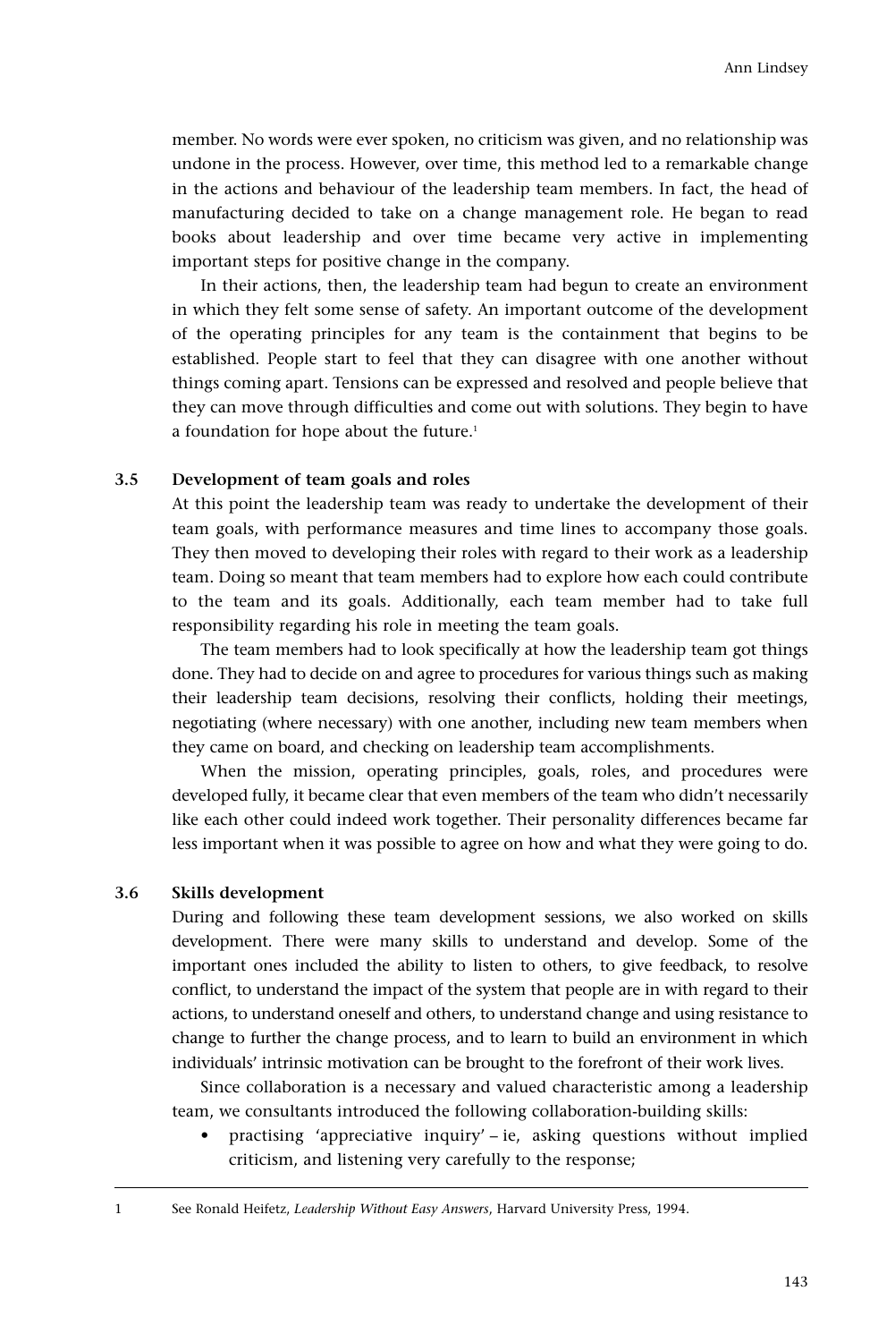member. No words were ever spoken, no criticism was given, and no relationship was undone in the process. However, over time, this method led to a remarkable change in the actions and behaviour of the leadership team members. In fact, the head of manufacturing decided to take on a change management role. He began to read books about leadership and over time became very active in implementing important steps for positive change in the company.

In their actions, then, the leadership team had begun to create an environment in which they felt some sense of safety. An important outcome of the development of the operating principles for any team is the containment that begins to be established. People start to feel that they can disagree with one another without things coming apart. Tensions can be expressed and resolved and people believe that they can move through difficulties and come out with solutions. They begin to have a foundation for hope about the future.[1]

### 3.5 Development of team goals and roles

At this point the leadership team was ready to undertake the development of their team goals, with performance measures and time lines to accompany those goals. They then moved to developing their roles with regard to their work as a leadership team. Doing so meant that team members had to explore how each could contribute to the team and its goals. Additionally, each team member had to take full responsibility regarding his role in meeting the team goals.

The team members had to look specifically at how the leadership team got things done. They had to decide on and agree to procedures for various things such as making their leadership team decisions, resolving their conflicts, holding their meetings, negotiating (where necessary) with one another, including new team members when they came on board, and checking on leadership team accomplishments.

When the mission, operating principles, goals, roles, and procedures were developed fully, it became clear that even members of the team who didn't necessarily like each other could indeed work together. Their personality differences became far less important when it was possible to agree on how and what they were going to do.

### 3.6 Skills development

During and following these team development sessions, we also worked on skills development. There were many skills to understand and develop. Some of the important ones included the ability to listen to others, to give feedback, to resolve conflict, to understand the impact of the system that people are in with regard to their actions, to understand oneself and others, to understand change and using resistance to change to further the change process, and to learn to build an environment in which individuals' intrinsic motivation can be brought to the forefront of their work lives.

Since collaboration is a necessary and valued characteristic among a leadership team, we consultants introduced the following collaboration-building skills:

- practising 'appreciative inquiry' – ie, asking questions without implied criticism, and listening very carefully to the response;

---

1 See Ronald Heifetz, *Leadership Without Easy Answers*, Harvard University Press, 1994.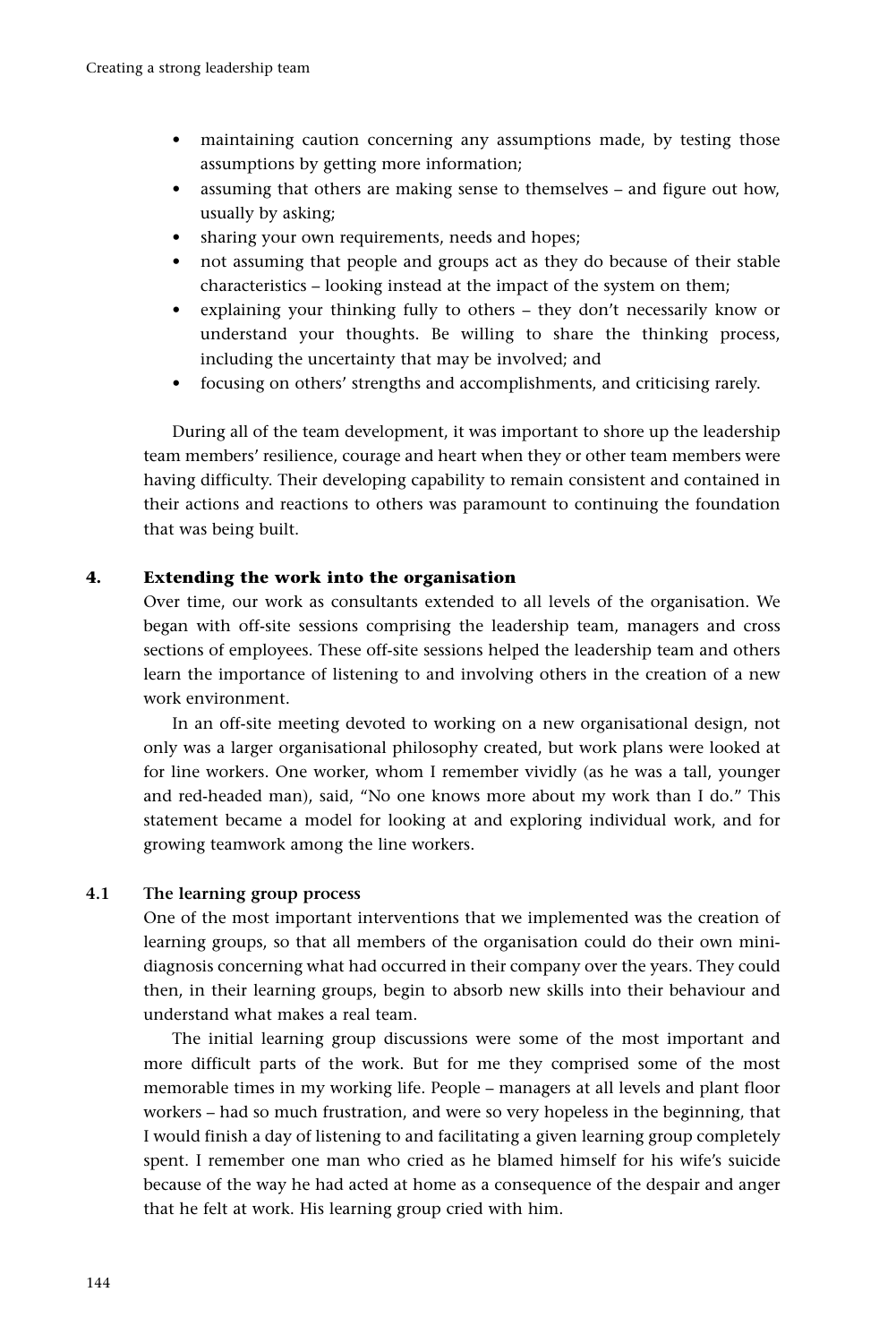- maintaining caution concerning any assumptions made, by testing those assumptions by getting more information;
- assuming that others are making sense to themselves – and figure out how, usually by asking;
- sharing your own requirements, needs and hopes;
- not assuming that people and groups act as they do because of their stable characteristics – looking instead at the impact of the system on them;
- explaining your thinking fully to others – they don't necessarily know or understand your thoughts. Be willing to share the thinking process, including the uncertainty that may be involved; and
- focusing on others' strengths and accomplishments, and criticising rarely.

During all of the team development, it was important to shore up the leadership team members' resilience, courage and heart when they or other team members were having difficulty. Their developing capability to remain consistent and contained in their actions and reactions to others was paramount to continuing the foundation that was being built.

## 4. Extending the work into the organisation

Over time, our work as consultants extended to all levels of the organisation. We began with off-site sessions comprising the leadership team, managers and cross sections of employees. These off-site sessions helped the leadership team and others learn the importance of listening to and involving others in the creation of a new work environment.

In an off-site meeting devoted to working on a new organisational design, not only was a larger organisational philosophy created, but work plans were looked at for line workers. One worker, whom I remember vividly (as he was a tall, younger and red-headed man), said, "No one knows more about my work than I do." This statement became a model for looking at and exploring individual work, and for growing teamwork among the line workers.

### 4.1 The learning group process

One of the most important interventions that we implemented was the creation of learning groups, so that all members of the organisation could do their own mini-diagnosis concerning what had occurred in their company over the years. They could then, in their learning groups, begin to absorb new skills into their behaviour and understand what makes a real team.

The initial learning group discussions were some of the most important and more difficult parts of the work. But for me they comprised some of the most memorable times in my working life. People – managers at all levels and plant floor workers – had so much frustration, and were so very hopeless in the beginning, that I would finish a day of listening to and facilitating a given learning group completely spent. I remember one man who cried as he blamed himself for his wife's suicide because of the way he had acted at home as a consequence of the despair and anger that he felt at work. His learning group cried with him.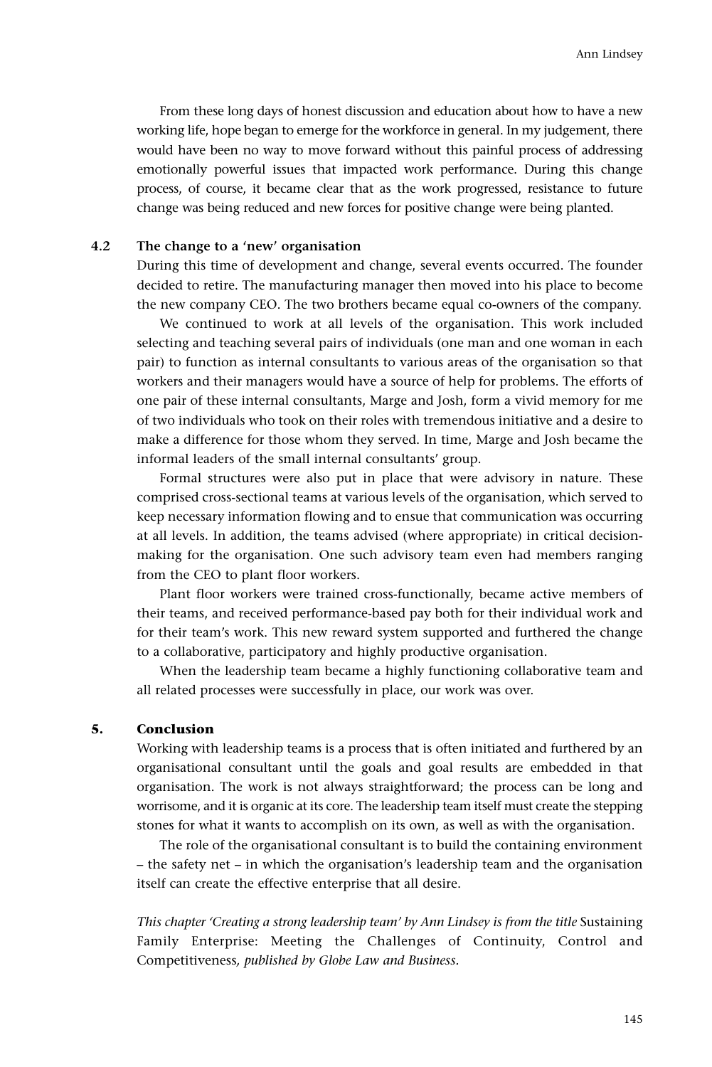From these long days of honest discussion and education about how to have a new working life, hope began to emerge for the workforce in general. In my judgement, there would have been no way to move forward without this painful process of addressing emotionally powerful issues that impacted work performance. During this change process, of course, it became clear that as the work progressed, resistance to future change was being reduced and new forces for positive change were being planted.

### 4.2 The change to a 'new' organisation

During this time of development and change, several events occurred. The founder decided to retire. The manufacturing manager then moved into his place to become the new company CEO. The two brothers became equal co-owners of the company.

We continued to work at all levels of the organisation. This work included selecting and teaching several pairs of individuals (one man and one woman in each pair) to function as internal consultants to various areas of the organisation so that workers and their managers would have a source of help for problems. The efforts of one pair of these internal consultants, Marge and Josh, form a vivid memory for me of two individuals who took on their roles with tremendous initiative and a desire to make a difference for those whom they served. In time, Marge and Josh became the informal leaders of the small internal consultants' group.

Formal structures were also put in place that were advisory in nature. These comprised cross-sectional teams at various levels of the organisation, which served to keep necessary information flowing and to ensue that communication was occurring at all levels. In addition, the teams advised (where appropriate) in critical decision-making for the organisation. One such advisory team even had members ranging from the CEO to plant floor workers.

Plant floor workers were trained cross-functionally, became active members of their teams, and received performance-based pay both for their individual work and for their team's work. This new reward system supported and furthered the change to a collaborative, participatory and highly productive organisation.

When the leadership team became a highly functioning collaborative team and all related processes were successfully in place, our work was over.

## 5. Conclusion

Working with leadership teams is a process that is often initiated and furthered by an organisational consultant until the goals and goal results are embedded in that organisation. The work is not always straightforward; the process can be long and worrisome, and it is organic at its core. The leadership team itself must create the stepping stones for what it wants to accomplish on its own, as well as with the organisation.

The role of the organisational consultant is to build the containing environment – the safety net – in which the organisation's leadership team and the organisation itself can create the effective enterprise that all desire.

*This chapter 'Creating a strong leadership team' by Ann Lindsey is from the title* Sustaining Family Enterprise: Meeting the Challenges of Continuity, Control and Competitiveness*, published by Globe Law and Business.*